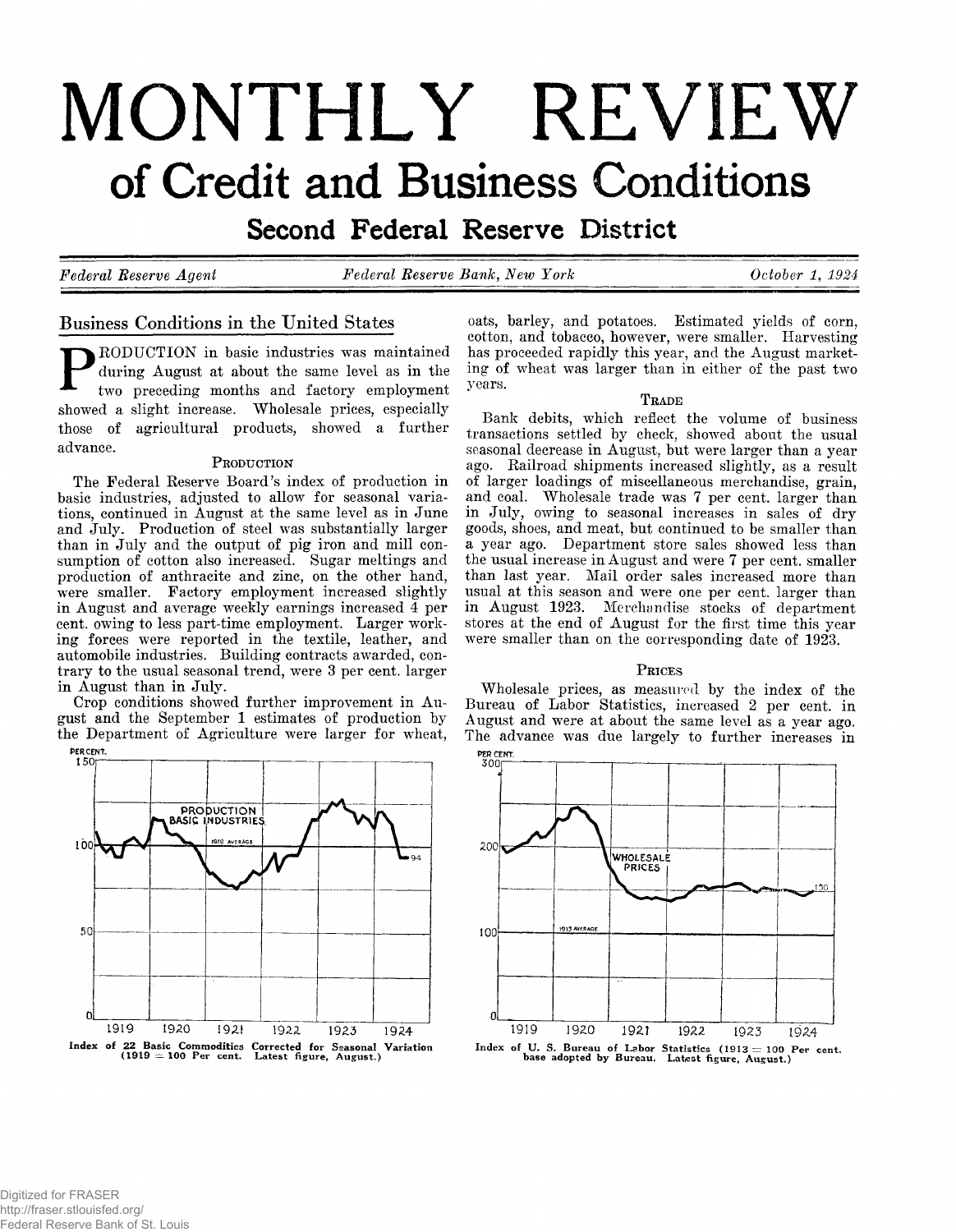# MONTHLY REVIEW

## of Credit and Business Conditions

### Second Federal Reserve District

*Federal Reserve Agent* — *Federal Reserve Bank, New York* — *October 1, 1924*

## Business Conditions in the United States

PRODUCTION in basic industries was maintained during August at about the same level as in the two preceding months and factory employment showed a slight increase. Wholesale prices, especially those of agricultural products, showed a further advance.

### Production

The Federal Reserve Board's index of production in basic industries, adjusted to allow for seasonal variations, continued in August at the same level as in June and July. Production of steel was substantially larger than in July and the output of pig iron and mill consumption of cotton also increased. Sugar meltings and production of anthracite and zinc, on the other hand, were smaller. Factory employment increased slightly in August and average weekly earnings increased 4 per cent. owing to less part-time employment. Larger working forces were reported in the textile, leather, and automobile industries. Building contracts awarded, contrary to the usual seasonal trend, were 3 per cent. larger in August than in July.

Crop conditions showed further improvement in August and the September 1 estimates of production by the Department of Agriculture were larger for wheat, oats, barley, and potatoes. Estimated yields of corn, cotton, and tobacco, however, were smaller. Harvesting has proceeded rapidly this year, and the August marketing of wheat was larger than in either of the past two years.

Index of 22 Basic Commodities Corrected for Seasonal Variation (1919 = 100 Per cent. Latest figure, August.)

### Trade

Bank debits, which reflect the volume of business transactions settled by check, showed about the usual seasonal decrease in August, but were larger than a year ago. Railroad shipments increased slightly, as a result of larger loadings of miscellaneous merchandise, grain, and coal. Wholesale trade was 7 per cent. larger than in July, owing to seasonal increases in sales of dry goods, shoes, and meat, but continued to be smaller than a year ago. Department store sales showed less than the usual increase in August and were 7 per cent. smaller than last year. Mail order sales increased more than usual at this season and were one per cent. larger than in August 1923. Merchandise stocks of department stores at the end of August for the first time this year were smaller than on the corresponding date of 1923.

### Prices

Wholesale prices, as measured by the index of the Bureau of Labor Statistics, increased 2 per cent. in August and were at about the same level as a year ago. The advance was due largely to further increases in

Index of U. S. Bureau of Labor Statistics (1913 = 100 Per cent. base adopted by Bureau. Latest figure, August.)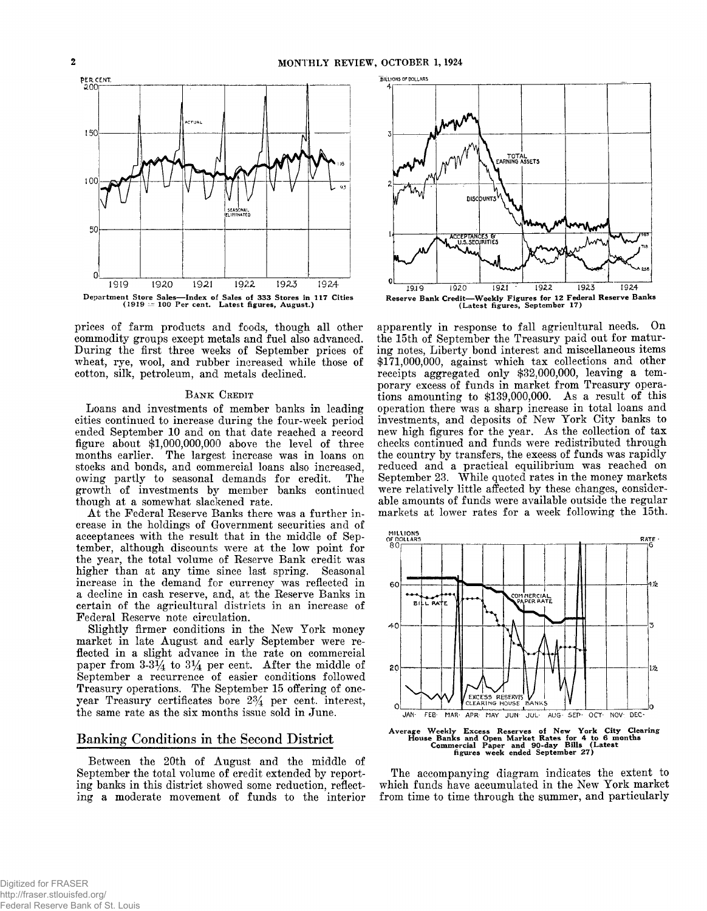Department Store Sales—Index of Sales of 333 Stores in 117 Cities (1919 = 100 Per cent. Latest figures, August.)

Reserve Bank Credit—Weekly Figures for 12 Federal Reserve Banks (Latest figures, September 17)

prices of farm products and foods, though all other commodity groups except metals and fuel also advanced. During the first three weeks of September prices of wheat, rye, wool, and rubber increased while those of cotton, silk, petroleum, and metals declined.

### Bank Credit

Loans and investments of member banks in leading cities continued to increase during the four-week period ended September 10 and on that date reached a record figure about $1,000,000,000 above the level of three months earlier. The largest increase was in loans on stocks and bonds, and commercial loans also increased, owing partly to seasonal demands for credit. The growth of investments by member banks continued though at a somewhat slackened rate.

At the Federal Reserve Banks there was a further increase in the holdings of Government securities and of acceptances with the result that in the middle of September, although discounts were at the low point for the year, the total volume of Reserve Bank credit was higher than at any time since last spring. Seasonal increase in the demand for currency was reflected in a decline in cash reserve, and, at the Reserve Banks in certain of the agricultural districts in an increase of Federal Reserve note circulation.

Slightly firmer conditions in the New York money market in late August and early September were reflected in a slight advance in the rate on commercial paper from 3-3¼ to 3¼ per cent. After the middle of September a recurrence of easier conditions followed Treasury operations. The September 15 offering of one-year Treasury certificates bore 2¾ per cent. interest, the same rate as the six months issue sold in June.

## Banking Conditions in the Second District

Between the 20th of August and the middle of September the total volume of credit extended by reporting banks in this district showed some reduction, reflecting a moderate movement of funds to the interior apparently in response to fall agricultural needs. On the 15th of September the Treasury paid out for maturing notes, Liberty bond interest and miscellaneous items $171,000,000, against which tax collections and other receipts aggregated only $32,000,000, leaving a temporary excess of funds in market from Treasury operations amounting to $139,000,000. As a result of this operation there was a sharp increase in total loans and investments, and deposits of New York City banks to new high figures for the year. As the collection of tax checks continued and funds were redistributed through the country by transfers, the excess of funds was rapidly reduced and a practical equilibrium was reached on September 23. While quoted rates in the money markets were relatively little affected by these changes, considerable amounts of funds were available outside the regular markets at lower rates for a week following the 15th.

Average Weekly Excess Reserves of New York City Clearing House Banks and Open Market Rates for 4 to 6 months Commercial Paper and 90-day Bills (Latest figures week ended September 27)

The accompanying diagram indicates the extent to which funds have accumulated in the New York market from time to time through the summer, and particularly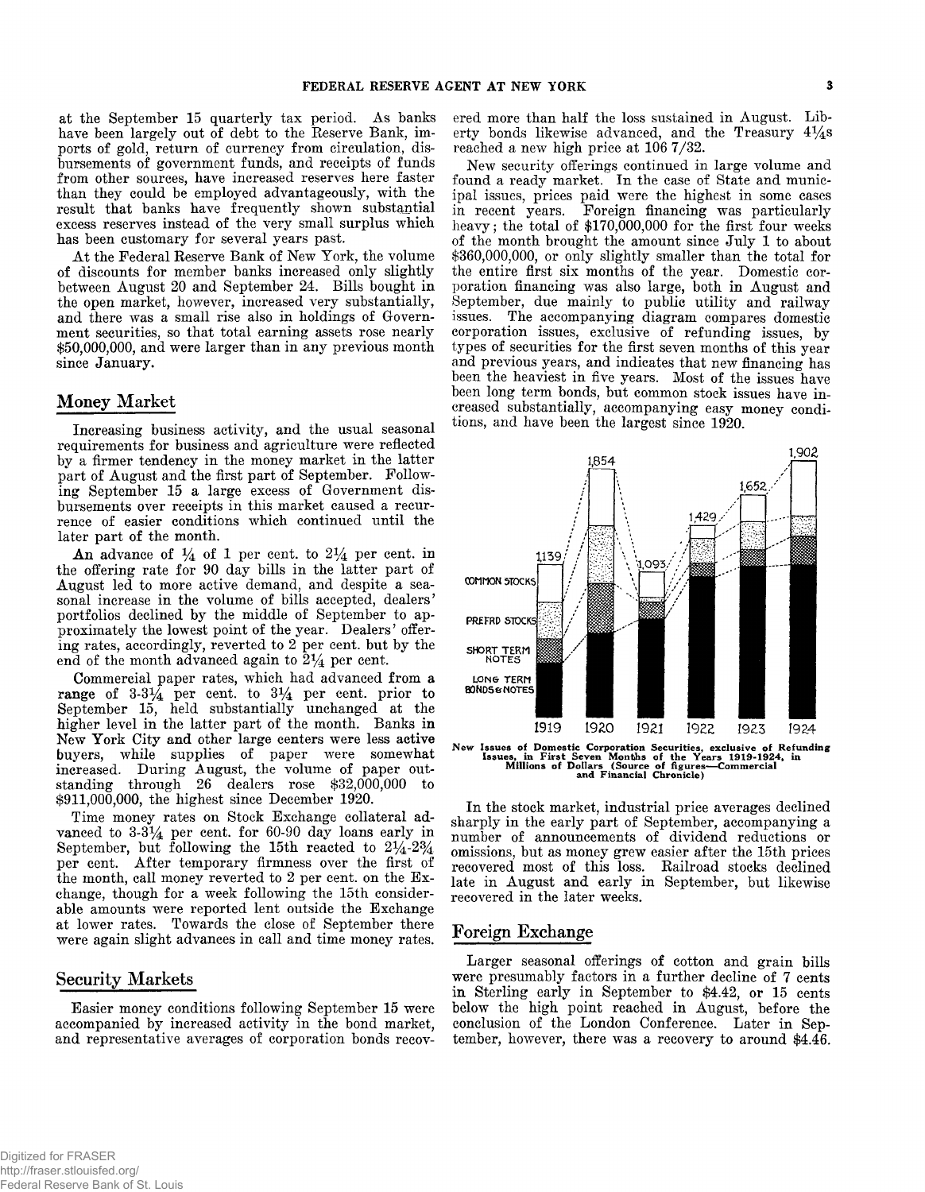at the September 15 quarterly tax period. As banks have been largely out of debt to the Reserve Bank, imports of gold, return of currency from circulation, disbursements of government funds, and receipts of funds from other sources, have increased reserves here faster than they could be employed advantageously, with the result that banks have frequently shown substantial excess reserves instead of the very small surplus which has been customary for several years past.

At the Federal Reserve Bank of New York, the volume of discounts for member banks increased only slightly between August 20 and September 24. Bills bought in the open market, however, increased very substantially, and there was a small rise also in holdings of Government securities, so that total earning assets rose nearly $50,000,000, and were larger than in any previous month since January.

## Money Market

Increasing business activity, and the usual seasonal requirements for business and agriculture were reflected by a firmer tendency in the money market in the latter part of August and the first part of September. Following September 15 a large excess of Government disbursements over receipts in this market caused a recurrence of easier conditions which continued until the later part of the month.

An advance of 1/4 of 1 per cent. to 2 1/4 per cent. in the offering rate for 90 day bills in the latter part of August led to more active demand, and despite a seasonal increase in the volume of bills accepted, dealers' portfolios declined by the middle of September to approximately the lowest point of the year. Dealers' offering rates, accordingly, reverted to 2 per cent. but by the end of the month advanced again to 2 1/4 per cent.

Commercial paper rates, which had advanced from a range of 3-3 1/4 per cent. to 3 1/4 per cent. prior to September 15, held substantially unchanged at the higher level in the latter part of the month. Banks in New York City and other large centers were less active buyers, while supplies of paper were somewhat increased. During August, the volume of paper outstanding through 26 dealers rose $32,000,000 to $911,000,000, the highest since December 1920.

Time money rates on Stock Exchange collateral advanced to 3-3 1/4 per cent. for 60-90 day loans early in September, but following the 15th reacted to 2 1/4-2 3/4 per cent. After temporary firmness over the first of the month, call money reverted to 2 per cent. on the Exchange, though for a week following the 15th considerable amounts were reported lent outside the Exchange at lower rates. Towards the close of September there were again slight advances in call and time money rates.

## Security Markets

Easier money conditions following September 15 were accompanied by increased activity in the bond market, and representative averages of corporation bonds recovered more than half the loss sustained in August. Liberty bonds likewise advanced, and the Treasury 4 1/4s reached a new high price at 106 7/32.

New security offerings continued in large volume and found a ready market. In the case of State and municipal issues, prices paid were the highest in some cases in recent years. Foreign financing was particularly heavy; the total of $170,000,000 for the first four weeks of the month brought the amount since July 1 to about $360,000,000, or only slightly smaller than the total for the entire first six months of the year. Domestic corporation financing was also large, both in August and September, due mainly to public utility and railway issues. The accompanying diagram compares domestic corporation issues, exclusive of refunding issues, by types of securities for the first seven months of this year and previous years, and indicates that new financing has been the heaviest in five years. Most of the issues have been long term bonds, but common stock issues have increased substantially, accompanying easy money conditions, and have been the largest since 1920.

| Year | 1919 | 1920 | 1921 | 1922 | 1923 | 1924 |
|---|---|---|---|---|---|---|
| Total | 1,139 | 1,854 | 1,093 | 1,429 | 1,652 | 1,902 |

(Chart components: Common Stocks, Prefrd Stocks, Short Term Notes, Long Term Bonds & Notes)

New Issues of Domestic Corporation Securities, exclusive of Refunding Issues, in First Seven Months of the Years 1919-1924, in Millions of Dollars (Source of figures—Commercial and Financial Chronicle)

In the stock market, industrial price averages declined sharply in the early part of September, accompanying a number of announcements of dividend reductions or omissions, but as money grew easier after the 15th prices recovered most of this loss. Railroad stocks declined late in August and early in September, but likewise recovered in the later weeks.

## Foreign Exchange

Larger seasonal offerings of cotton and grain bills were presumably factors in a further decline of 7 cents in Sterling early in September to $4.42, or 15 cents below the high point reached in August, before the conclusion of the London Conference. Later in September, however, there was a recovery to around $4.46.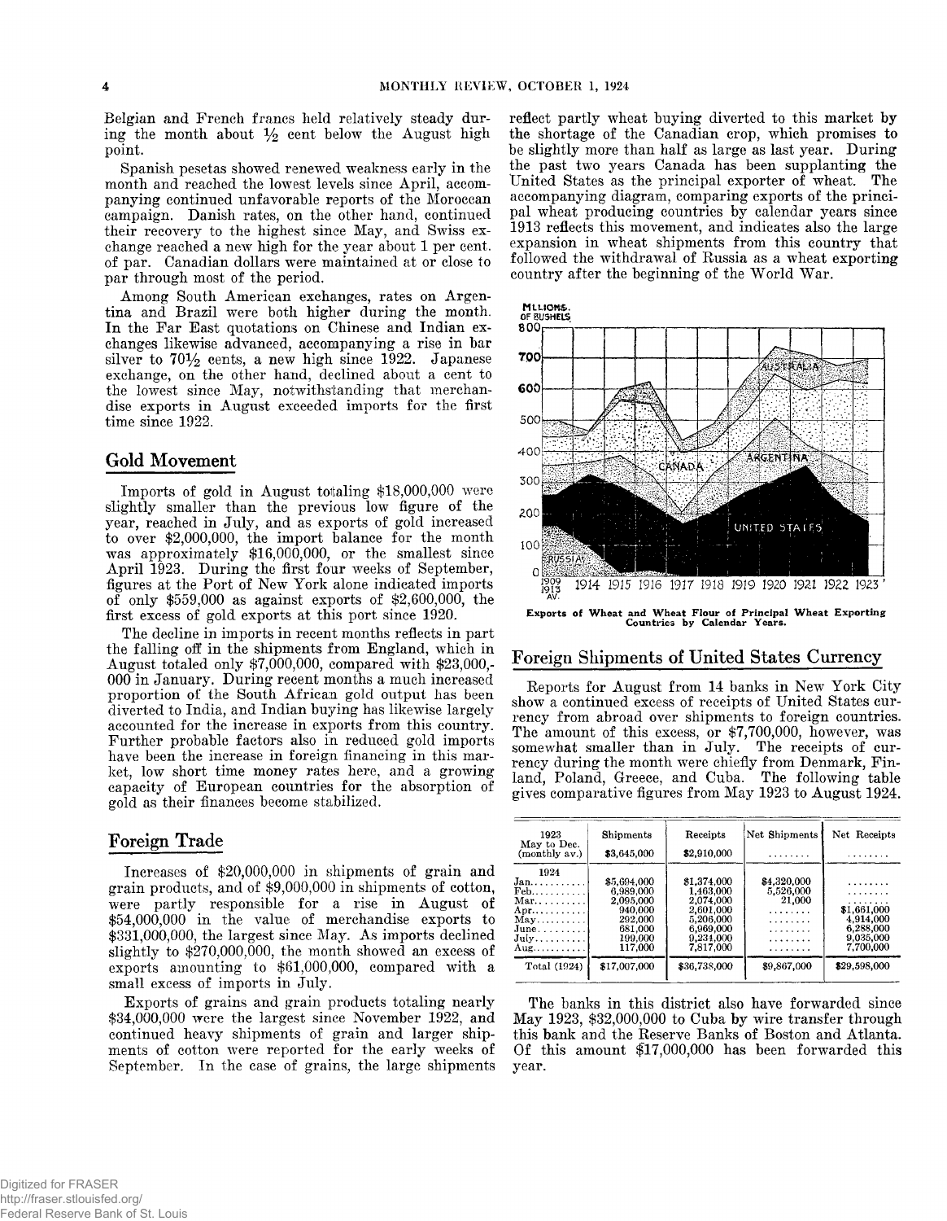Belgian and French francs held relatively steady during the month about ½ cent below the August high point.

Spanish pesetas showed renewed weakness early in the month and reached the lowest levels since April, accompanying continued unfavorable reports of the Moroccan campaign. Danish rates, on the other hand, continued their recovery to the highest since May, and Swiss exchange reached a new high for the year about 1 per cent. of par. Canadian dollars were maintained at or close to par through most of the period.

Among South American exchanges, rates on Argentina and Brazil were both higher during the month. In the Far East quotations on Chinese and Indian exchanges likewise advanced, accompanying a rise in bar silver to 70½ cents, a new high since 1922. Japanese exchange, on the other hand, declined about a cent to the lowest since May, notwithstanding that merchandise exports in August exceeded imports for the first time since 1922.

## Gold Movement

Imports of gold in August totaling $18,000,000 were slightly smaller than the previous low figure of the year, reached in July, and as exports of gold increased to over $2,000,000, the import balance for the month was approximately $16,000,000, or the smallest since April 1923. During the first four weeks of September, figures at the Port of New York alone indicated imports of only $559,000 as against exports of $2,600,000, the first excess of gold exports at this port since 1920.

The decline in imports in recent months reflects in part the falling off in the shipments from England, which in August totaled only $7,000,000, compared with $23,000,000 in January. During recent months a much increased proportion of the South African gold output has been diverted to India, and Indian buying has likewise largely accounted for the increase in exports from this country. Further probable factors also in reduced gold imports have been the increase in foreign financing in this market, low short time money rates here, and a growing capacity of European countries for the absorption of gold as their finances become stabilized.

## Foreign Trade

Increases of $20,000,000 in shipments of grain and grain products, and of $9,000,000 in shipments of cotton, were partly responsible for a rise in August of $54,000,000 in the value of merchandise exports to $331,000,000, the largest since May. As imports declined slightly to $270,000,000, the month showed an excess of exports amounting to $61,000,000, compared with a small excess of imports in July.

Exports of grains and grain products totaling nearly $34,000,000 were the largest since November 1922, and continued heavy shipments of grain and larger shipments of cotton were reported for the early weeks of September. In the case of grains, the large shipments reflect partly wheat buying diverted to this market by the shortage of the Canadian crop, which promises to be slightly more than half as large as last year. During the past two years Canada has been supplanting the United States as the principal exporter of wheat. The accompanying diagram, comparing exports of the principal wheat producing countries by calendar years since 1913 reflects this movement, and indicates also the large expansion in wheat shipments from this country that followed the withdrawal of Russia as a wheat exporting country after the beginning of the World War.

**Exports of Wheat and Wheat Flour of Principal Wheat Exporting Countries by Calendar Years.**

## Foreign Shipments of United States Currency

Reports for August from 14 banks in New York City show a continued excess of receipts of United States currency from abroad over shipments to foreign countries. The amount of this excess, or $7,700,000, however, was somewhat smaller than in July. The receipts of currency during the month were chiefly from Denmark, Finland, Poland, Greece, and Cuba. The following table gives comparative figures from May 1923 to August 1924.

| | Shipments | Receipts | Net Shipments | Net Receipts |
|---|---|---|---|---|
| 1923 May to Dec. (monthly av.) | $3,645,000 | $2,910,000 | ........ | ........ |
| 1924 | | | | |
| Jan. | $5,694,000 | $1,374,000 | $4,320,000 | ........ |
| Feb. | 6,989,000 | 1,463,000 | 5,526,000 | ........ |
| Mar. | 2,095,000 | 2,074,000 | 21,000 | ........ |
| Apr. | 940,000 | 2,601,000 | ........ | $1,661,000 |
| May | 292,000 | 5,206,000 | ........ | 4,914,000 |
| June | 681,000 | 6,969,000 | ........ | 6,288,000 |
| July | 199,000 | 9,234,000 | ........ | 9,035,000 |
| Aug. | 117,000 | 7,817,000 | ........ | 7,700,000 |
| Total (1924) | $17,007,000 | $36,738,000 | $9,867,000 | $29,598,000 |

The banks in this district also have forwarded since May 1923, $32,000,000 to Cuba by wire transfer through this bank and the Reserve Banks of Boston and Atlanta. Of this amount $17,000,000 has been forwarded this year.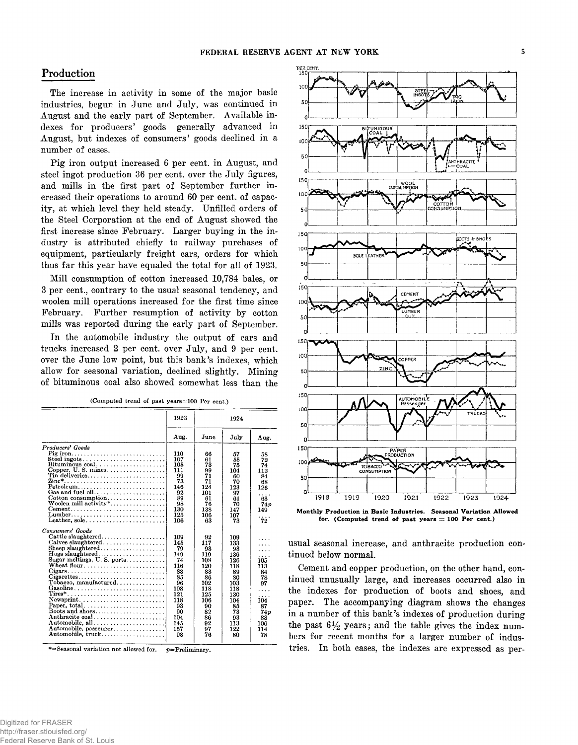## Production

The increase in activity in some of the major basic industries, begun in June and July, was continued in August and the early part of September. Available indexes for producers' goods generally advanced in August, but indexes of consumers' goods declined in a number of cases.

Pig iron output increased 6 per cent. in August, and steel ingot production 36 per cent. over the July figures, and mills in the first part of September further increased their operations to around 60 per cent. of capacity, at which level they held steady. Unfilled orders of the Steel Corporation at the end of August showed the first increase since February. Larger buying in the industry is attributed chiefly to railway purchases of equipment, particularly freight cars, orders for which thus far this year have equaled the total for all of 1923.

Mill consumption of cotton increased 10,784 bales, or 3 per cent., contrary to the usual seasonal tendency, and woolen mill operations increased for the first time since February. Further resumption of activity by cotton mills was reported during the early part of September.

In the automobile industry the output of cars and trucks increased 2 per cent. over July, and 9 per cent. over the June low point, but this bank's indexes, which allow for seasonal variation, declined slightly. Mining of bituminous coal also showed somewhat less than the usual seasonal increase, and anthracite production continued below normal.

(Computed trend of past years=100 Per cent.)

| | 1923 | 1924 | | |
|---|---|---|---|---|
| | Aug. | June | July | Aug. |
| *Producers' Goods* | | | | |
| Pig iron | 110 | 66 | 57 | 58 |
| Steel ingots | 107 | 61 | 55 | 72 |
| Bituminous coal | 105 | 73 | 75 | 74 |
| Copper, U. S. mines | 111 | 99 | 104 | 112 |
| Tin deliveries | 99 | 71 | 60 | 84 |
| Zinc* | 73 | 71 | 70 | 68 |
| Petroleum | 146 | 124 | 123 | 126 |
| Gas and fuel oil | 92 | 101 | 97 | .... |
| Cotton consumption | 89 | 61 | 61 | 63 |
| Woolen mill activity* | 98 | 76 | 70 | 74p |
| Cement | 130 | 138 | 147 | 149 |
| Lumber | 125 | 106 | 107 | .... |
| Leather, sole | 106 | 63 | 73 | 72 |
| *Consumers' Goods* | | | | |
| Cattle slaughtered | 109 | 92 | 109 | .... |
| Calves slaughtered | 145 | 117 | 133 | .... |
| Sheep slaughtered | 79 | 93 | 93 | .... |
| Hogs slaughtered | 149 | 119 | 136 | .... |
| Sugar meltings, U. S. ports | 74 | 108 | 126 | 105 |
| Wheat flour | 116 | 120 | 118 | 113 |
| Cigars | 88 | 83 | 89 | 84 |
| Cigarettes | 85 | 86 | 80 | 78 |
| Tobacco, manufactured | 96 | 102 | 103 | 97 |
| Gasoline | 108 | 118 | 118 | .... |
| Tires* | 121 | 125 | 130 | .... |
| Newsprint | 118 | 106 | 104 | 104 |
| Paper, total | 93 | 90 | 85 | 87 |
| Boots and shoes | 90 | 82 | 73 | 74p |
| Anthracite coal | 104 | 86 | 93 | 83 |
| Automobile, all | 145 | 92 | 113 | 106 |
| Automobile, passenger | 157 | 97 | 122 | 114 |
| Automobile, truck | 98 | 76 | 80 | 78 |

*=Seasonal variation not allowed for. p=Preliminary.

Monthly Production in Basic Industries. Seasonal Variation Allowed for. (Computed trend of past years = 100 Per cent.)

Cement and copper production, on the other hand, continued unusually large, and increases occurred also in the indexes for production of boots and shoes, and paper. The accompanying diagram shows the changes in a number of this bank's indexes of production during the past 6½ years; and the table gives the index numbers for recent months for a larger number of industries. In both cases, the indexes are expressed as per-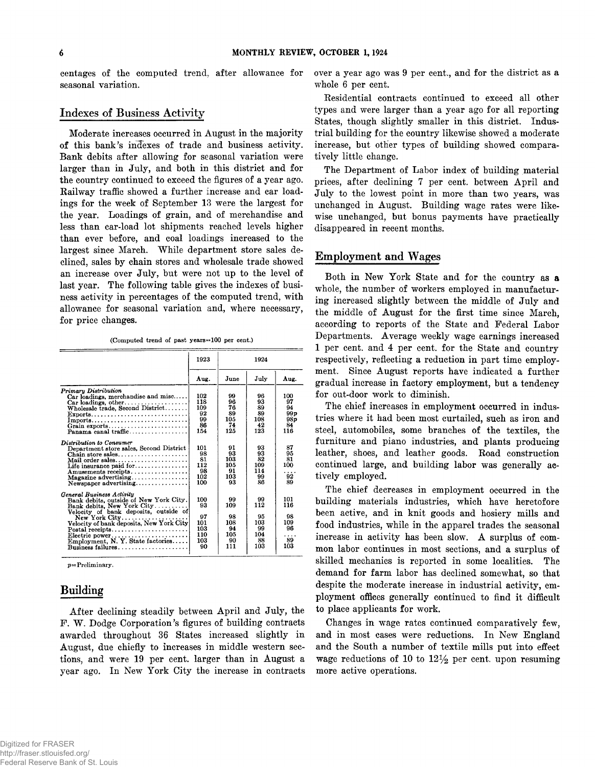centages of the computed trend, after allowance for seasonal variation.

## Indexes of Business Activity

Moderate increases occurred in August in the majority of this bank's indexes of trade and business activity. Bank debits after allowing for seasonal variation were larger than in July, and both in this district and for the country continued to exceed the figures of a year ago. Railway traffic showed a further increase and car loadings for the week of September 13 were the largest for the year. Loadings of grain, and of merchandise and less than car-load lot shipments reached levels higher than ever before, and coal loadings increased to the largest since March. While department store sales declined, sales by chain stores and wholesale trade showed an increase over July, but were not up to the level of last year. The following table gives the indexes of business activity in percentages of the computed trend, with allowance for seasonal variation and, where necessary, for price changes.

(Computed trend of past years=100 per cent.)

| | 1923 | 1924 | | |
|---|---|---|---|---|
| | Aug. | June | July | Aug. |
| *Primary Distribution* | | | | |
| Car loadings, merchandise and misc. | 102 | 99 | 96 | 100 |
| Car loadings, other | 118 | 96 | 93 | 97 |
| Wholesale trade, Second District | 109 | 76 | 89 | 94 |
| Exports | 92 | 89 | 89 | 99p |
| Imports | 99 | 105 | 108 | 98p |
| Grain exports | 86 | 74 | 42 | 84 |
| Panama canal traffic | 154 | 125 | 123 | 116 |
| *Distribution to Consumer* | | | | |
| Department store sales, Second District | 101 | 91 | 93 | 87 |
| Chain store sales | 98 | 93 | 93 | 95 |
| Mail order sales | 81 | 103 | 82 | 81 |
| Life insurance paid for | 112 | 105 | 109 | 100 |
| Amusements receipts | 98 | 91 | 114 | .... |
| Magazine advertising | 102 | 103 | 99 | 92 |
| Newspaper advertising | 100 | 93 | 86 | 89 |
| *General Business Activity* | | | | |
| Bank debits, outside of New York City | 100 | 99 | 99 | 101 |
| Bank debits, New York City | 93 | 109 | 112 | 116 |
| Velocity of bank deposits, outside of New York City | 97 | 98 | 95 | 98 |
| Velocity of bank deposits, New York City | 101 | 108 | 103 | 109 |
| Postal receipts | 103 | 94 | 99 | 96 |
| Electric power | 110 | 105 | 104 | .... |
| Employment, N. Y. State factories | 103 | 90 | 88 | 89 |
| Business failures | 90 | 111 | 103 | 103 |

p=Preliminary.

## Building

After declining steadily between April and July, the F. W. Dodge Corporation's figures of building contracts awarded throughout 36 States increased slightly in August, due chiefly to increases in middle western sections, and were 19 per cent. larger than in August a year ago. In New York City the increase in contracts over a year ago was 9 per cent., and for the district as a whole 6 per cent.

Residential contracts continued to exceed all other types and were larger than a year ago for all reporting States, though slightly smaller in this district. Industrial building for the country likewise showed a moderate increase, but other types of building showed comparatively little change.

The Department of Labor index of building material prices, after declining 7 per cent. between April and July to the lowest point in more than two years, was unchanged in August. Building wage rates were likewise unchanged, but bonus payments have practically disappeared in recent months.

## Employment and Wages

Both in New York State and for the country as a whole, the number of workers employed in manufacturing increased slightly between the middle of July and the middle of August for the first time since March, according to reports of the State and Federal Labor Departments. Average weekly wage earnings increased 1 per cent. and 4 per cent. for the State and country respectively, reflecting a reduction in part time employment. Since August reports have indicated a further gradual increase in factory employment, but a tendency for out-door work to diminish.

The chief increases in employment occurred in industries where it had been most curtailed, such as iron and steel, automobiles, some branches of the textiles, the furniture and piano industries, and plants producing leather, shoes, and leather goods. Road construction continued large, and building labor was generally actively employed.

The chief decreases in employment occurred in the building materials industries, which have heretofore been active, and in knit goods and hosiery mills and food industries, while in the apparel trades the seasonal increase in activity has been slow. A surplus of common labor continues in most sections, and a surplus of skilled mechanics is reported in some localities. The demand for farm labor has declined somewhat, so that despite the moderate increase in industrial activity, employment offices generally continued to find it difficult to place applicants for work.

Changes in wage rates continued comparatively few, and in most cases were reductions. In New England and the South a number of textile mills put into effect wage reductions of 10 to 12½ per cent. upon resuming more active operations.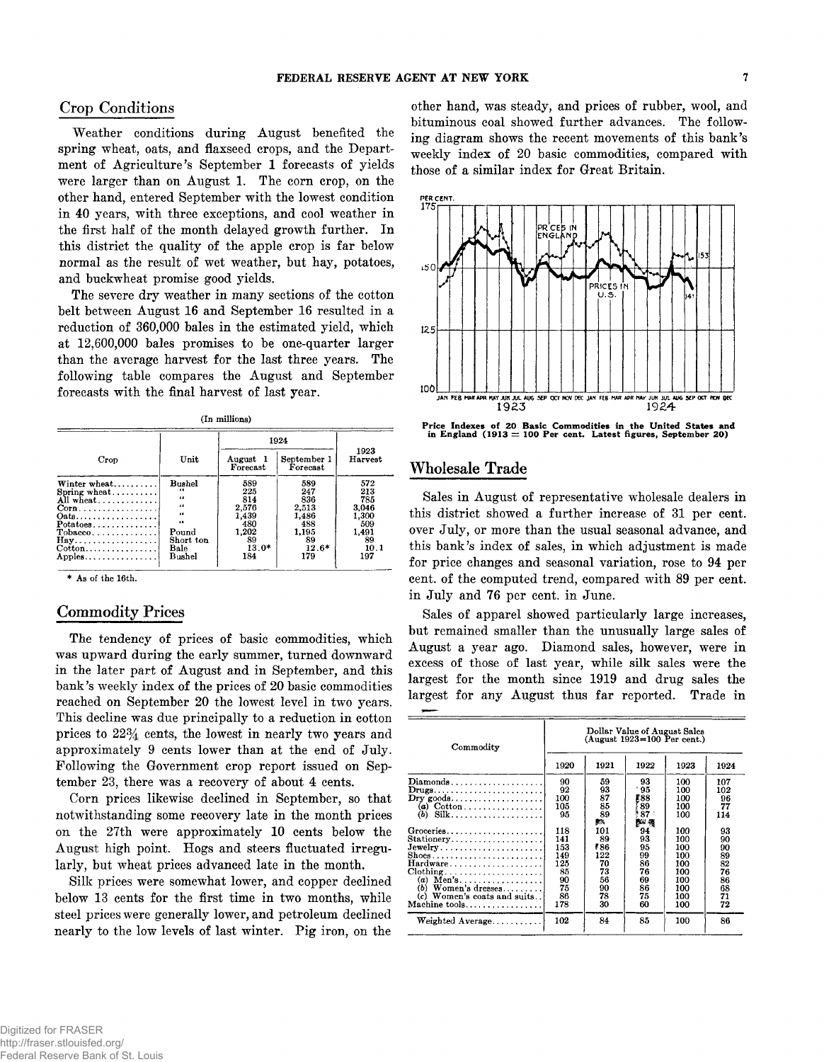## Crop Conditions

Weather conditions during August benefited the spring wheat, oats, and flaxseed crops, and the Department of Agriculture's September 1 forecasts of yields were larger than on August 1. The corn crop, on the other hand, entered September with the lowest condition in 40 years, with three exceptions, and cool weather in the first half of the month delayed growth further. In this district the quality of the apple crop is far below normal as the result of wet weather, but hay, potatoes, and buckwheat promise good yields.

The severe dry weather in many sections of the cotton belt between August 16 and September 16 resulted in a reduction of 360,000 bales in the estimated yield, which at 12,600,000 bales promises to be one-quarter larger than the average harvest for the last three years. The following table compares the August and September forecasts with the final harvest of last year.

(In millions)

| Crop | Unit | 1924 August 1 Forecast | 1924 September 1 Forecast | 1923 Harvest |
|---|---|---|---|---|
| Winter wheat | Bushel | 589 | 589 | 572 |
| Spring wheat | " | 225 | 247 | 213 |
| All wheat | " | 814 | 836 | 785 |
| Corn | " | 2,576 | 2,513 | 3,046 |
| Oats | " | 1,439 | 1,486 | 1,300 |
| Potatoes | " | 480 | 488 | 509 |
| Tobacco | Pound | 1,202 | 1,195 | 1,491 |
| Hay | Short ton | 89 | 89 | 89 |
| Cotton | Bale | 13.0* | 12.6* | 10.1 |
| Apples | Bushel | 184 | 179 | 197 |

\* As of the 16th.

## Commodity Prices

The tendency of prices of basic commodities, which was upward during the early summer, turned downward in the later part of August and in September, and this bank's weekly index of the prices of 20 basic commodities reached on September 20 the lowest level in two years. This decline was due principally to a reduction in cotton prices to 22¾ cents, the lowest in nearly two years and approximately 9 cents lower than at the end of July. Following the Government crop report issued on September 23, there was a recovery of about 4 cents.

Corn prices likewise declined in September, so that notwithstanding some recovery late in the month prices on the 27th were approximately 10 cents below the August high point. Hogs and steers fluctuated irregularly, but wheat prices advanced late in the month.

Silk prices were somewhat lower, and copper declined below 13 cents for the first time in two months, while steel prices were generally lower, and petroleum declined nearly to the low levels of last winter. Pig iron, on the other hand, was steady, and prices of rubber, wool, and bituminous coal showed further advances. The following diagram shows the recent movements of this bank's weekly index of 20 basic commodities, compared with those of a similar index for Great Britain.

Price Indexes of 20 Basic Commodities in the United States and in England (1913 = 100 Per cent. Latest figures, September 20)

## Wholesale Trade

Sales in August of representative wholesale dealers in this district showed a further increase of 31 per cent. over July, or more than the usual seasonal advance, and this bank's index of sales, in which adjustment is made for price changes and seasonal variation, rose to 94 per cent. of the computed trend, compared with 89 per cent. in July and 76 per cent. in June.

Sales of apparel showed particularly large increases, but remained smaller than the unusually large sales of August a year ago. Diamond sales, however, were in excess of those of last year, while silk sales were the largest for the month since 1919 and drug sales the largest for any August thus far reported. Trade in

| Commodity | Dollar Value of August Sales (August 1923=100 Per cent.) 1920 | 1921 | 1922 | 1923 | 1924 |
|---|---|---|---|---|---|
| Diamonds | 90 | 59 | 93 | 100 | 107 |
| Drugs | 92 | 93 | 95 | 100 | 102 |
| Dry goods | 100 | 87 | 88 | 100 | 96 |
| (a) Cotton | 105 | 85 | 89 | 100 | 77 |
| (b) Silk | 95 | 89 | 87 | 100 | 114 |
| Groceries | 118 | 101 | 94 | 100 | 93 |
| Stationery | 141 | 89 | 93 | 100 | 90 |
| Jewelry | 153 | 86 | 95 | 100 | 90 |
| Shoes | 149 | 122 | 99 | 100 | 89 |
| Hardware | 125 | 70 | 86 | 100 | 82 |
| Clothing | 85 | 73 | 76 | 100 | 76 |
| (a) Men's | 90 | 56 | 69 | 100 | 86 |
| (b) Women's dresses | 75 | 90 | 86 | 100 | 68 |
| (c) Women's coats and suits | 86 | 78 | 75 | 100 | 71 |
| Machine tools | 178 | 30 | 60 | 100 | 72 |
| Weighted Average | 102 | 84 | 85 | 100 | 86 |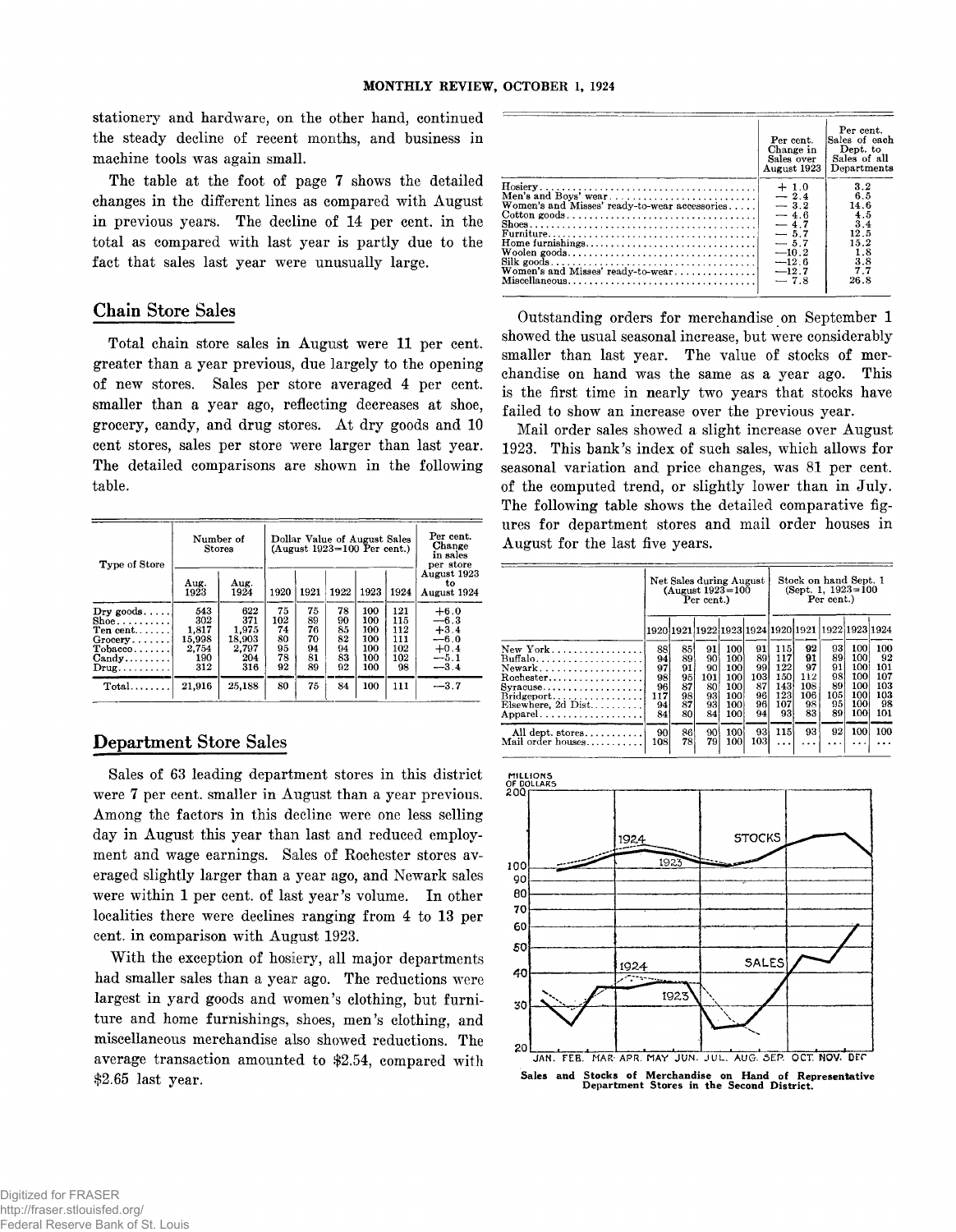stationery and hardware, on the other hand, continued the steady decline of recent months, and business in machine tools was again small.

The table at the foot of page 7 shows the detailed changes in the different lines as compared with August in previous years. The decline of 14 per cent. in the total as compared with last year is partly due to the fact that sales last year were unusually large.

## Chain Store Sales

Total chain store sales in August were 11 per cent. greater than a year previous, due largely to the opening of new stores. Sales per store averaged 4 per cent. smaller than a year ago, reflecting decreases at shoe, grocery, candy, and drug stores. At dry goods and 10 cent stores, sales per store were larger than last year. The detailed comparisons are shown in the following table.

| Type of Store | Number of Stores | | Dollar Value of August Sales (August 1923=100 Per cent.) | | | | | Per cent. Change in sales per store August 1923 to August 1924 |
|---|---|---|---|---|---|---|---|---|
| | Aug. 1923 | Aug. 1924 | 1920 | 1921 | 1922 | 1923 | 1924 | |
| Dry goods | 543 | 622 | 75 | 75 | 78 | 100 | 121 | +6.0 |
| Shoe | 302 | 371 | 102 | 89 | 90 | 100 | 115 | −6.3 |
| Ten cent | 1,817 | 1,975 | 74 | 76 | 85 | 100 | 112 | +3.4 |
| Grocery | 15,998 | 18,903 | 80 | 70 | 82 | 100 | 111 | −6.0 |
| Tobacco | 2,754 | 2,797 | 95 | 94 | 94 | 100 | 102 | +0.4 |
| Candy | 190 | 204 | 78 | 81 | 83 | 100 | 102 | −5.1 |
| Drug | 312 | 316 | 92 | 89 | 92 | 100 | 98 | −3.4 |
| Total | 21,916 | 25,188 | 80 | 75 | 84 | 100 | 111 | −3.7 |

## Department Store Sales

Sales of 63 leading department stores in this district were 7 per cent. smaller in August than a year previous. Among the factors in this decline were one less selling day in August this year than last and reduced employment and wage earnings. Sales of Rochester stores averaged slightly larger than a year ago, and Newark sales were within 1 per cent. of last year's volume. In other localities there were declines ranging from 4 to 13 per cent. in comparison with August 1923.

With the exception of hosiery, all major departments had smaller sales than a year ago. The reductions were largest in yard goods and women's clothing, but furniture and home furnishings, shoes, men's clothing, and miscellaneous merchandise also showed reductions. The average transaction amounted to $2.54, compared with $2.65 last year.

| | Per cent. Change in Sales over August 1923 | Per cent. Sales of each Dept. to Sales of all Departments |
|---|---|---|
| Hosiery | + 1.0 | 3.2 |
| Men's and Boys' wear | − 2.4 | 6.5 |
| Women's and Misses' ready-to-wear accessories | − 3.2 | 14.6 |
| Cotton goods | − 4.6 | 4.5 |
| Shoes | − 4.7 | 3.4 |
| Furniture | − 5.7 | 12.5 |
| Home furnishings | − 5.7 | 15.2 |
| Woolen goods | −10.2 | 1.8 |
| Silk goods | −12.6 | 3.8 |
| Women's and Misses' ready-to-wear | −12.7 | 7.7 |
| Miscellaneous | − 7.8 | 26.8 |

Outstanding orders for merchandise on September 1 showed the usual seasonal increase, but were considerably smaller than last year. The value of stocks of merchandise on hand was the same as a year ago. This is the first time in nearly two years that stocks have failed to show an increase over the previous year.

Mail order sales showed a slight increase over August 1923. This bank's index of such sales, which allows for seasonal variation and price changes, was 81 per cent. of the computed trend, or slightly lower than in July. The following table shows the detailed comparative figures for department stores and mail order houses in August for the last five years.

| | Net Sales during August (August 1923=100 Per cent.) | | | | | Stock on hand Sept. 1 (Sept. 1, 1923=100 Per cent.) | | | | |
|---|---|---|---|---|---|---|---|---|---|---|
| | 1920 | 1921 | 1922 | 1923 | 1924 | 1920 | 1921 | 1922 | 1923 | 1924 |
| New York | 88 | 85 | 91 | 100 | 91 | 115 | 92 | 93 | 100 | 100 |
| Buffalo | 94 | 89 | 90 | 100 | 89 | 117 | 91 | 89 | 100 | 92 |
| Newark | 97 | 91 | 90 | 100 | 99 | 122 | 97 | 91 | 100 | 101 |
| Rochester | 98 | 95 | 101 | 100 | 103 | 150 | 112 | 98 | 100 | 107 |
| Syracuse | 96 | 87 | 80 | 100 | 87 | 143 | 108 | 89 | 100 | 103 |
| Bridgeport | 117 | 98 | 93 | 100 | 96 | 123 | 106 | 105 | 100 | 103 |
| Elsewhere, 2d Dist. | 94 | 87 | 93 | 100 | 96 | 107 | 98 | 95 | 100 | 98 |
| Apparel | 84 | 80 | 84 | 100 | 94 | 93 | 83 | 89 | 100 | 101 |
| All dept. stores | 90 | 86 | 90 | 100 | 93 | 115 | 93 | 92 | 100 | 100 |
| Mail order houses | 108 | 78 | 79 | 100 | 103 | ... | ... | ... | ... | ... |

MILLIONS OF DOLLARS
200
100
90
80
70
60
50
40
30
20
1924
1923
STOCKS
1924
1923
SALES
JAN. FEB. MAR. APR. MAY JUN. JUL. AUG. SEP. OCT. NOV. DEC.

**Sales and Stocks of Merchandise on Hand of Representative Department Stores in the Second District.**